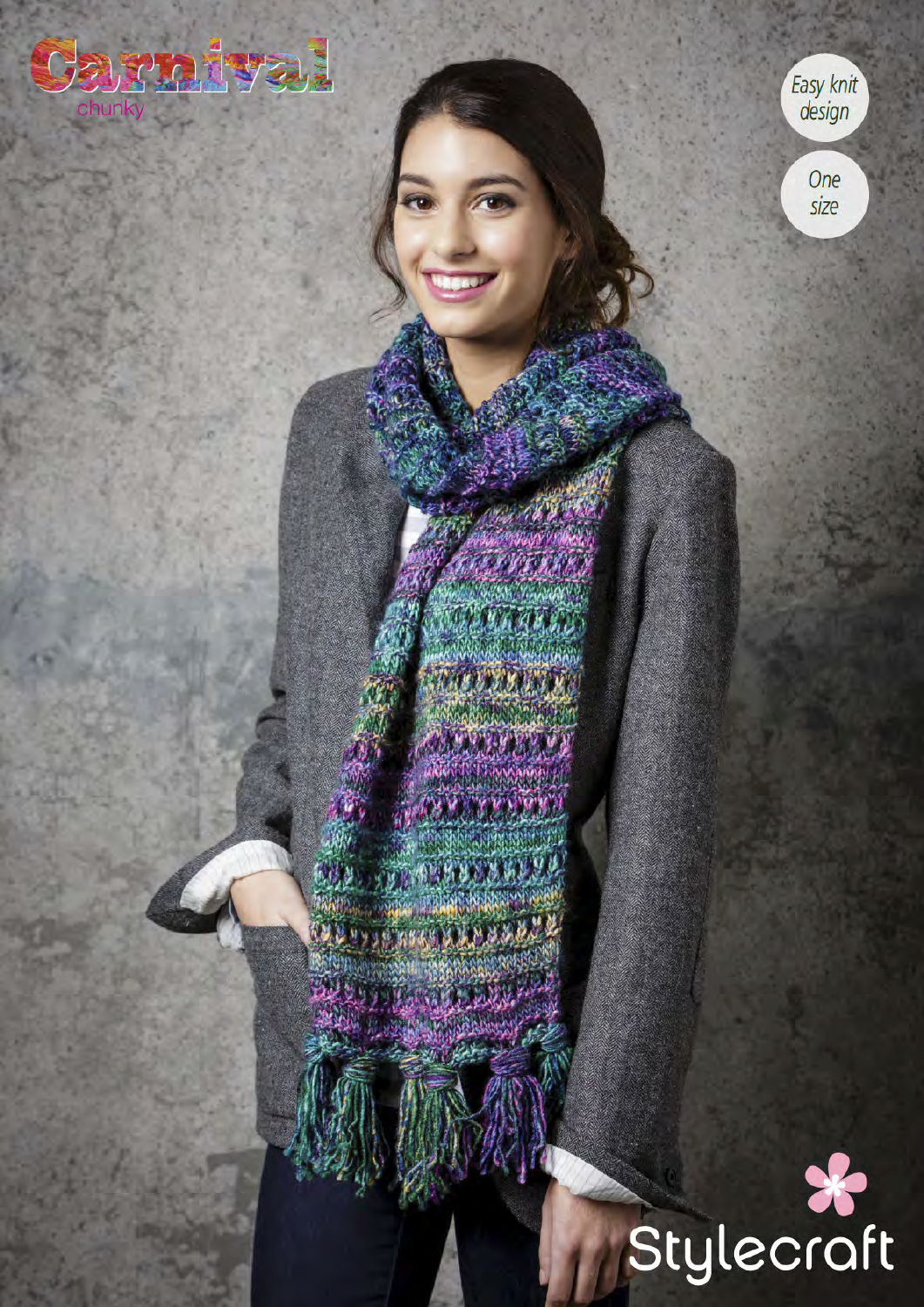# Carnival

chunky

Easy knit design

One size

Stylecraft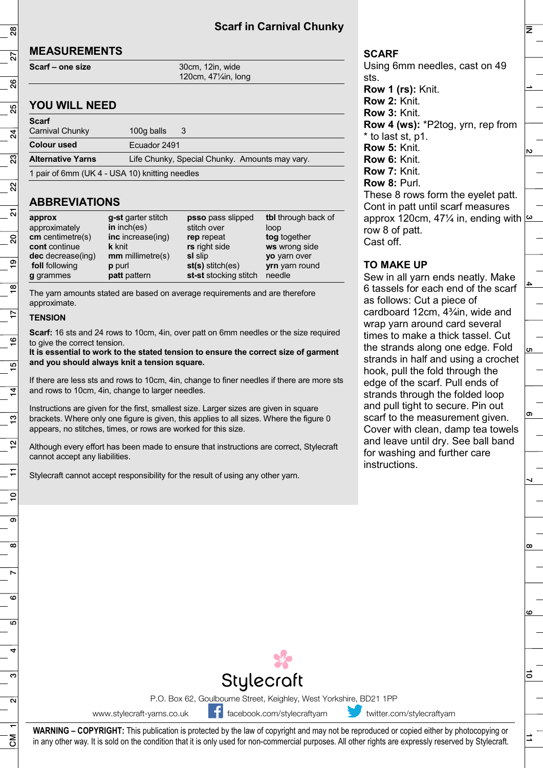# Scarf in Carnival Chunky

## MEASUREMENTS

| | |
|---|---|
| **Scarf – one size** | 30cm, 12in, wide<br>120cm, 47¼in, long |

## YOU WILL NEED

| | | |
|---|---|---|
| **Scarf** | | |
| Carnival Chunky | 100g balls | 3 |
| **Colour used** | Ecuador 2491 | |
| **Alternative Yarns** | Life Chunky, Special Chunky. Amounts may vary. | |

1 pair of 6mm (UK 4 - USA 10) knitting needles

## ABBREVIATIONS

| | | | |
|---|---|---|---|
| **approx** approximately | **g-st** garter stitch | **psso** pass slipped stitch over | **tbl** through back of loop |
| **cm** centimetre(s) | **in** inch(es) | **rep** repeat | **tog** together |
| **cont** continue | **inc** increase(ing) | **rs** right side | **ws** wrong side |
| **dec** decrease(ing) | **k** knit | **sl** slip | **yo** yarn over |
| **foll** following | **mm** millimetre(s) | **st(s)** stitch(es) | **yrn** yarn round needle |
| **g** grammes | **p** purl | **st-st** stocking stitch | |
| | **patt** pattern | | |

The yarn amounts stated are based on average requirements and are therefore approximate.

**TENSION**

**Scarf:** 16 sts and 24 rows to 10cm, 4in, over patt on 6mm needles or the size required to give the correct tension.
**It is essential to work to the stated tension to ensure the correct size of garment and you should always knit a tension square.**

If there are less sts and rows to 10cm, 4in, change to finer needles if there are more sts and rows to 10cm, 4in, change to larger needles.

Instructions are given for the first, smallest size. Larger sizes are given in square brackets. Where only one figure is given, this applies to all sizes. Where the figure 0 appears, no stitches, times, or rows are worked for this size.

Although every effort has been made to ensure that instructions are correct, Stylecraft cannot accept any liabilities.

Stylecraft cannot accept responsibility for the result of using any other yarn.

## SCARF

Using 6mm needles, cast on 49 sts.
**Row 1 (rs):** Knit.
**Row 2:** Knit.
**Row 3:** Knit.
**Row 4 (ws):** *P2tog, yrn, rep from * to last st, p1.
**Row 5:** Knit.
**Row 6:** Knit.
**Row 7:** Knit.
**Row 8:** Purl.
These 8 rows form the eyelet patt.
Cont in patt until scarf measures approx 120cm, 47¼ in, ending with row 8 of patt.
Cast off.

## TO MAKE UP

Sew in all yarn ends neatly. Make 6 tassels for each end of the scarf as follows: Cut a piece of cardboard 12cm, 4¾in, wide and wrap yarn around card several times to make a thick tassel. Cut the strands along one edge. Fold strands in half and using a crochet hook, pull the fold through the edge of the scarf. Pull ends of strands through the folded loop and pull tight to secure. Pin out scarf to the measurement given. Cover with clean, damp tea towels and leave until dry. See ball band for washing and further care instructions.

Stylecraft

P.O. Box 62, Goulbourne Street, Keighley, West Yorkshire, BD21 1PP

www.stylecraft-yarns.co.uk facebook.com/stylecraftyarn twitter.com/stylecraftyarn

**WARNING – COPYRIGHT:** This publication is protected by the law of copyright and may not be reproduced or copied either by photocopying or in any other way. It is sold on the condition that it is only used for non-commercial purposes. All other rights are expressly reserved by Stylecraft.